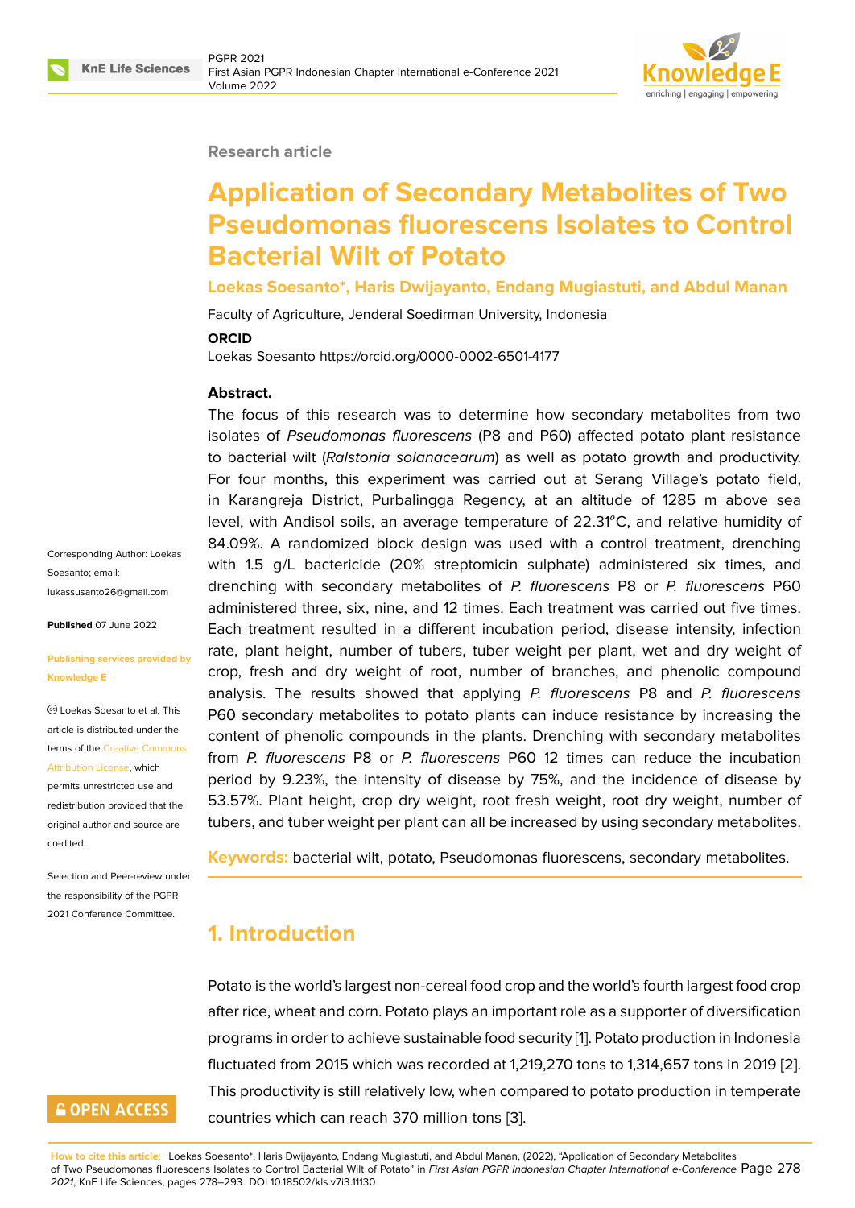Research article

# Application of Secondary Metabolites of Two Pseudomonas fluorescens Isolates to Control Bacterial Wilt of Potato

**Loekas Soesanto*, Haris Dwijayanto, Endang Mugiastuti, and Abdul Manan**

Faculty of Agriculture, Jenderal Soedirman University, Indonesia

**ORCID**

Loekas Soesanto https://orcid.org/0000-0002-6501-4177

Corresponding Author: Loekas Soesanto; email: lukassusanto26@gmail.com

**Published** 07 June 2022

**Publishing services provided by Knowledge E**

© Loekas Soesanto et al. This article is distributed under the terms of the Creative Commons Attribution License, which permits unrestricted use and redistribution provided that the original author and source are credited.

Selection and Peer-review under the responsibility of the PGPR 2021 Conference Committee.

**Abstract.**

The focus of this research was to determine how secondary metabolites from two isolates of *Pseudomonas fluorescens* (P8 and P60) affected potato plant resistance to bacterial wilt (*Ralstonia solanacearum*) as well as potato growth and productivity. For four months, this experiment was carried out at Serang Village's potato field, in Karangreja District, Purbalingga Regency, at an altitude of 1285 m above sea level, with Andisol soils, an average temperature of 22.31°C, and relative humidity of 84.09%. A randomized block design was used with a control treatment, drenching with 1.5 g/L bactericide (20% streptomicin sulphate) administered six times, and drenching with secondary metabolites of *P. fluorescens* P8 or *P. fluorescens* P60 administered three, six, nine, and 12 times. Each treatment was carried out five times. Each treatment resulted in a different incubation period, disease intensity, infection rate, plant height, number of tubers, tuber weight per plant, wet and dry weight of crop, fresh and dry weight of root, number of branches, and phenolic compound analysis. The results showed that applying *P. fluorescens* P8 and *P. fluorescens* P60 secondary metabolites to potato plants can induce resistance by increasing the content of phenolic compounds in the plants. Drenching with secondary metabolites from *P. fluorescens* P8 or *P. fluorescens* P60 12 times can reduce the incubation period by 9.23%, the intensity of disease by 75%, and the incidence of disease by 53.57%. Plant height, crop dry weight, root fresh weight, root dry weight, number of tubers, and tuber weight per plant can all be increased by using secondary metabolites.

**Keywords:** bacterial wilt, potato, Pseudomonas fluorescens, secondary metabolites.

## 1. Introduction

Potato is the world's largest non-cereal food crop and the world's fourth largest food crop after rice, wheat and corn. Potato plays an important role as a supporter of diversification programs in order to achieve sustainable food security [1]. Potato production in Indonesia fluctuated from 2015 which was recorded at 1,219,270 tons to 1,314,657 tons in 2019 [2]. This productivity is still relatively low, when compared to potato production in temperate countries which can reach 370 million tons [3].

**How to cite this article:** Loekas Soesanto*, Haris Dwijayanto, Endang Mugiastuti, and Abdul Manan, (2022), "Application of Secondary Metabolites of Two Pseudomonas fluorescens Isolates to Control Bacterial Wilt of Potato" in *First Asian PGPR Indonesian Chapter International e-Conference 2021*, KnE Life Sciences, pages 278–293. DOI 10.18502/kls.v7i3.11130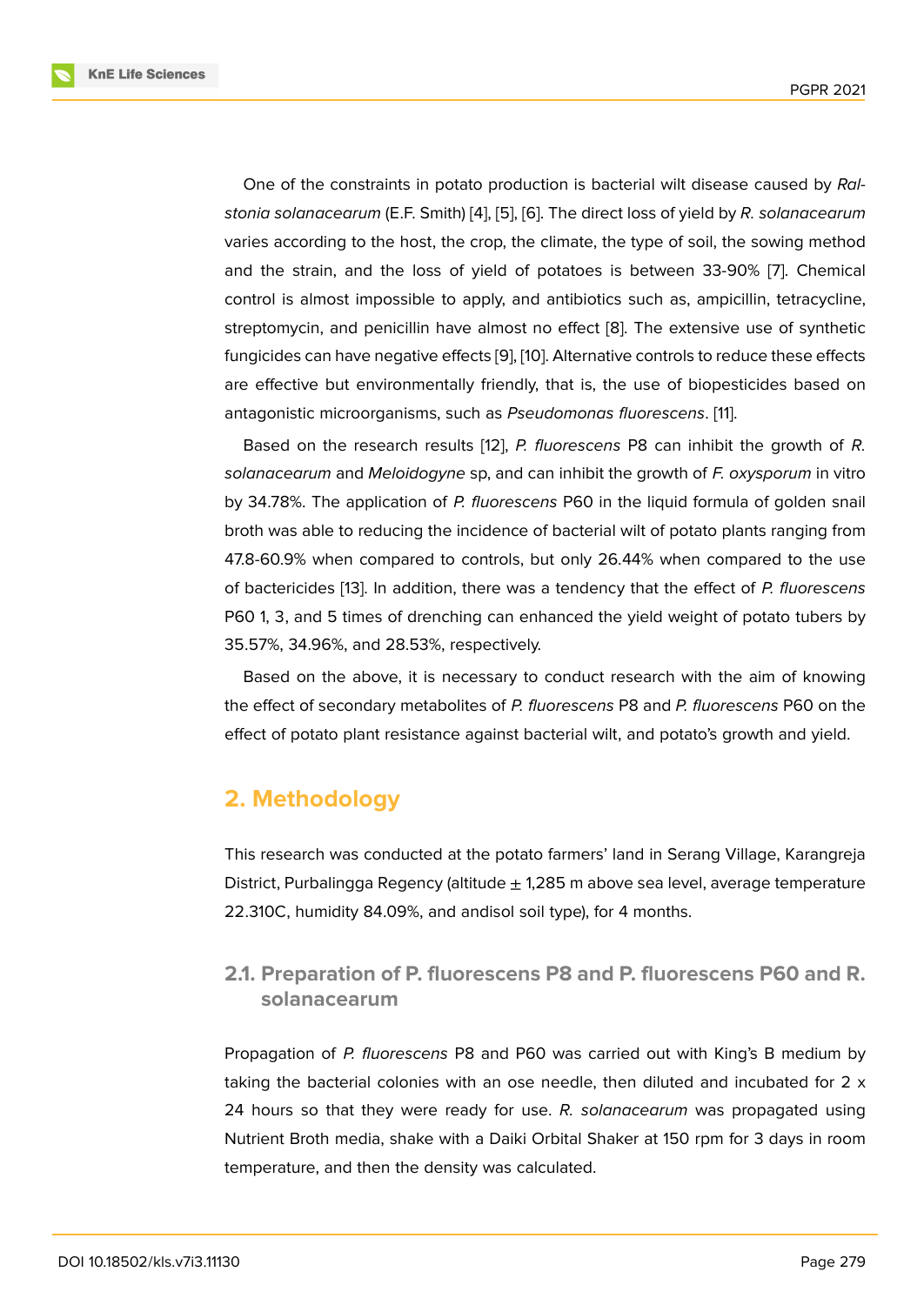One of the constraints in potato production is bacterial wilt disease caused by *Ralstonia solanacearum* (E.F. Smith) [4], [5], [6]. The direct loss of yield by *R. solanacearum* varies according to the host, the crop, the climate, the type of soil, the sowing method and the strain, and the loss of yield of potatoes is between 33-90% [7]. Chemical control is almost impossible to apply, and antibiotics such as, ampicillin, tetracycline, streptomycin, and penicillin have almost no effect [8]. The extensive use of synthetic fungicides can have negative effects [9], [10]. Alternative controls to reduce these effects are effective but environmentally friendly, that is, the use of biopesticides based on antagonistic microorganisms, such as *Pseudomonas fluorescens*. [11].

Based on the research results [12], *P. fluorescens* P8 can inhibit the growth of *R. solanacearum* and *Meloidogyne* sp, and can inhibit the growth of *F. oxysporum* in vitro by 34.78%. The application of *P. fluorescens* P60 in the liquid formula of golden snail broth was able to reducing the incidence of bacterial wilt of potato plants ranging from 47.8-60.9% when compared to controls, but only 26.44% when compared to the use of bactericides [13]. In addition, there was a tendency that the effect of *P. fluorescens* P60 1, 3, and 5 times of drenching can enhanced the yield weight of potato tubers by 35.57%, 34.96%, and 28.53%, respectively.

Based on the above, it is necessary to conduct research with the aim of knowing the effect of secondary metabolites of *P. fluorescens* P8 and *P. fluorescens* P60 on the effect of potato plant resistance against bacterial wilt, and potato's growth and yield.

## 2. Methodology

This research was conducted at the potato farmers' land in Serang Village, Karangreja District, Purbalingga Regency (altitude ± 1,285 m above sea level, average temperature 22.310C, humidity 84.09%, and andisol soil type), for 4 months.

### 2.1. Preparation of P. fluorescens P8 and P. fluorescens P60 and R. solanacearum

Propagation of *P. fluorescens* P8 and P60 was carried out with King's B medium by taking the bacterial colonies with an ose needle, then diluted and incubated for 2 x 24 hours so that they were ready for use. *R. solanacearum* was propagated using Nutrient Broth media, shake with a Daiki Orbital Shaker at 150 rpm for 3 days in room temperature, and then the density was calculated.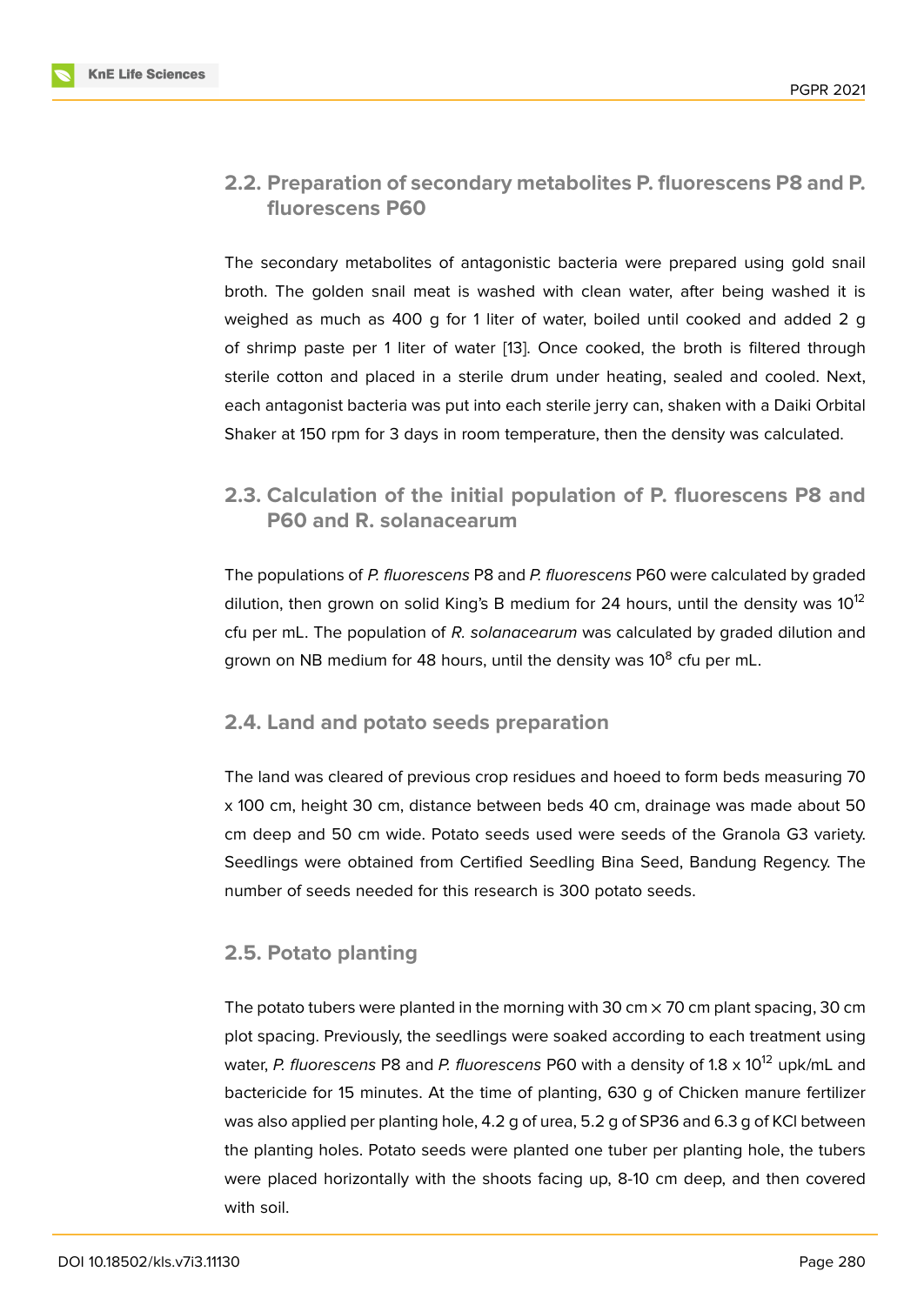## 2.2. Preparation of secondary metabolites P. fluorescens P8 and P. fluorescens P60

The secondary metabolites of antagonistic bacteria were prepared using gold snail broth. The golden snail meat is washed with clean water, after being washed it is weighed as much as 400 g for 1 liter of water, boiled until cooked and added 2 g of shrimp paste per 1 liter of water [13]. Once cooked, the broth is filtered through sterile cotton and placed in a sterile drum under heating, sealed and cooled. Next, each antagonist bacteria was put into each sterile jerry can, shaken with a Daiki Orbital Shaker at 150 rpm for 3 days in room temperature, then the density was calculated.

## 2.3. Calculation of the initial population of P. fluorescens P8 and P60 and R. solanacearum

The populations of *P. fluorescens* P8 and *P. fluorescens* P60 were calculated by graded dilution, then grown on solid King's B medium for 24 hours, until the density was $10^{12}$ cfu per mL. The population of *R. solanacearum* was calculated by graded dilution and grown on NB medium for 48 hours, until the density was $10^{8}$ cfu per mL.

## 2.4. Land and potato seeds preparation

The land was cleared of previous crop residues and hoeed to form beds measuring 70 x 100 cm, height 30 cm, distance between beds 40 cm, drainage was made about 50 cm deep and 50 cm wide. Potato seeds used were seeds of the Granola G3 variety. Seedlings were obtained from Certified Seedling Bina Seed, Bandung Regency. The number of seeds needed for this research is 300 potato seeds.

## 2.5. Potato planting

The potato tubers were planted in the morning with 30 cm × 70 cm plant spacing, 30 cm plot spacing. Previously, the seedlings were soaked according to each treatment using water, *P. fluorescens* P8 and *P. fluorescens* P60 with a density of 1.8 x $10^{12}$ upk/mL and bactericide for 15 minutes. At the time of planting, 630 g of Chicken manure fertilizer was also applied per planting hole, 4.2 g of urea, 5.2 g of SP36 and 6.3 g of KCl between the planting holes. Potato seeds were planted one tuber per planting hole, the tubers were placed horizontally with the shoots facing up, 8-10 cm deep, and then covered with soil.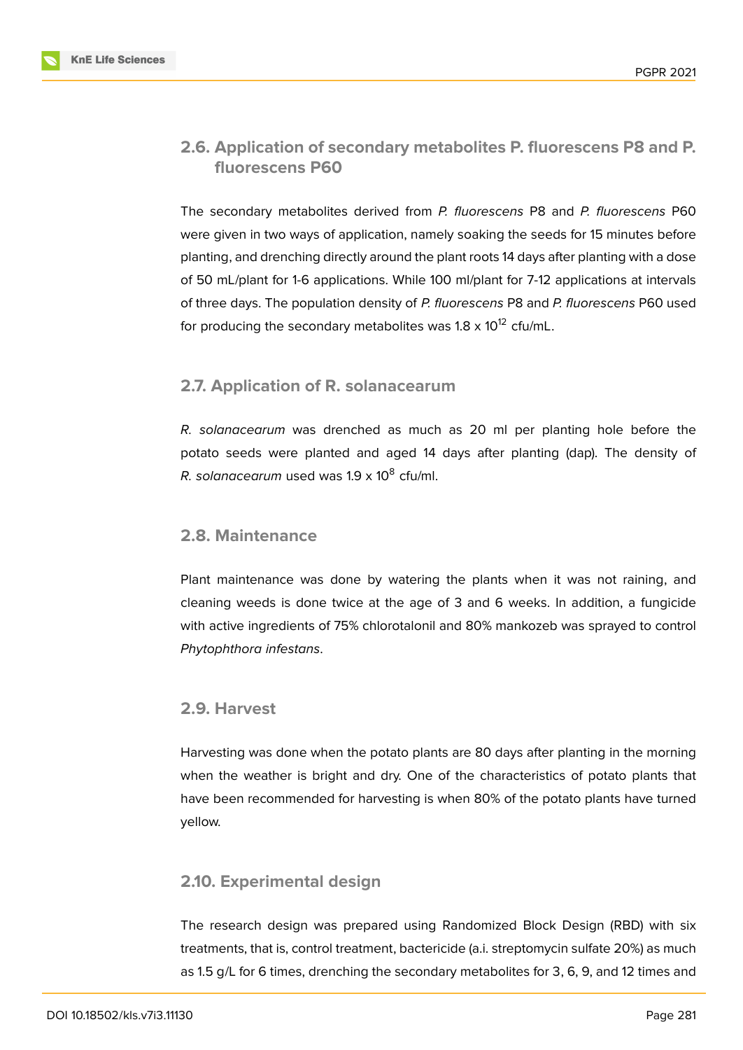### 2.6. Application of secondary metabolites P. fluorescens P8 and P. fluorescens P60

The secondary metabolites derived from *P. fluorescens* P8 and *P. fluorescens* P60 were given in two ways of application, namely soaking the seeds for 15 minutes before planting, and drenching directly around the plant roots 14 days after planting with a dose of 50 mL/plant for 1-6 applications. While 100 ml/plant for 7-12 applications at intervals of three days. The population density of *P. fluorescens* P8 and *P. fluorescens* P60 used for producing the secondary metabolites was 1.8 x $10^{12}$ cfu/mL.

### 2.7. Application of R. solanacearum

*R. solanacearum* was drenched as much as 20 ml per planting hole before the potato seeds were planted and aged 14 days after planting (dap). The density of *R. solanacearum* used was 1.9 x $10^{8}$ cfu/ml.

### 2.8. Maintenance

Plant maintenance was done by watering the plants when it was not raining, and cleaning weeds is done twice at the age of 3 and 6 weeks. In addition, a fungicide with active ingredients of 75% chlorotalonil and 80% mankozeb was sprayed to control *Phytophthora infestans*.

### 2.9. Harvest

Harvesting was done when the potato plants are 80 days after planting in the morning when the weather is bright and dry. One of the characteristics of potato plants that have been recommended for harvesting is when 80% of the potato plants have turned yellow.

### 2.10. Experimental design

The research design was prepared using Randomized Block Design (RBD) with six treatments, that is, control treatment, bactericide (a.i. streptomycin sulfate 20%) as much as 1.5 g/L for 6 times, drenching the secondary metabolites for 3, 6, 9, and 12 times and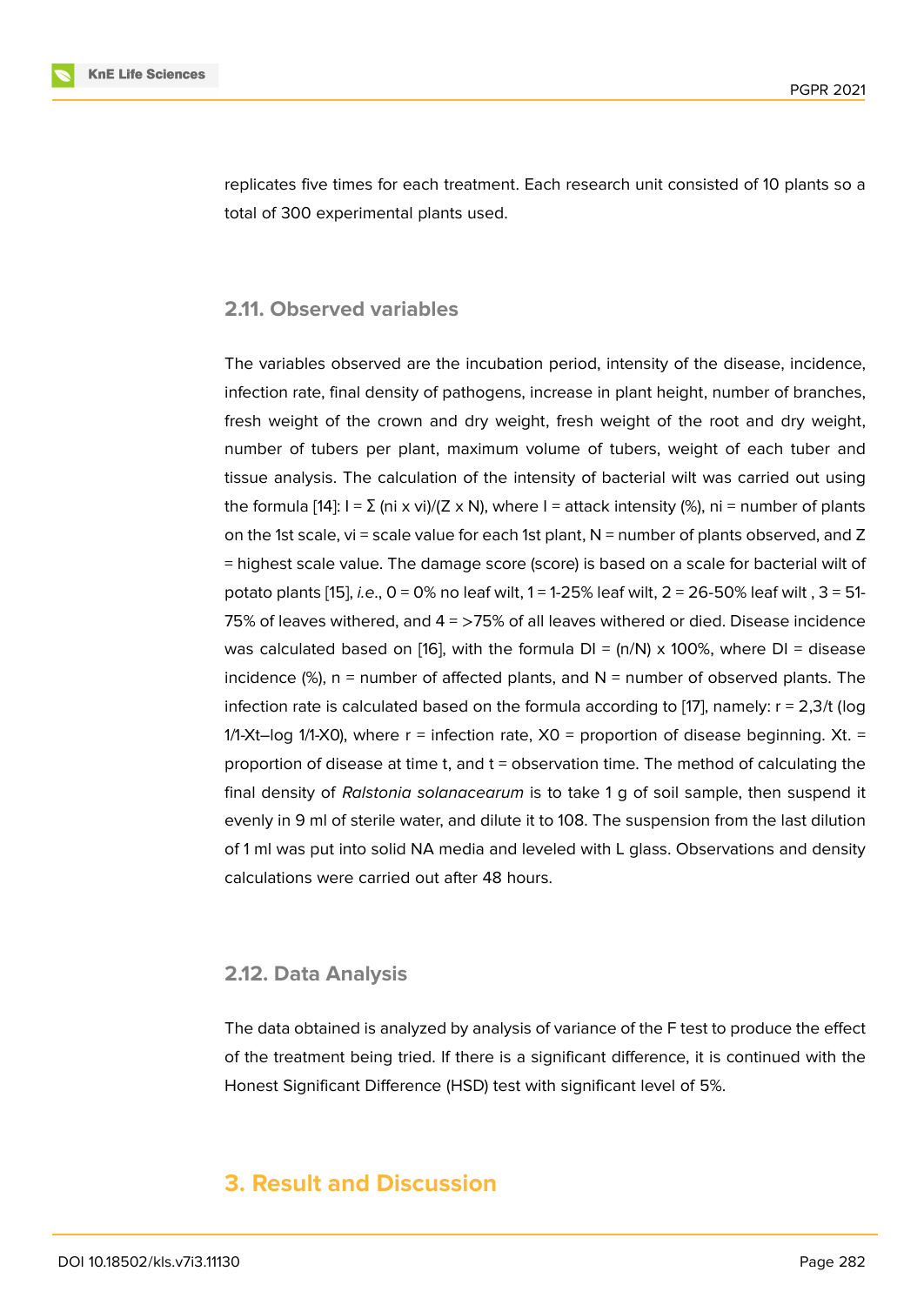replicates five times for each treatment. Each research unit consisted of 10 plants so a total of 300 experimental plants used.

### 2.11. Observed variables

The variables observed are the incubation period, intensity of the disease, incidence, infection rate, final density of pathogens, increase in plant height, number of branches, fresh weight of the crown and dry weight, fresh weight of the root and dry weight, number of tubers per plant, maximum volume of tubers, weight of each tuber and tissue analysis. The calculation of the intensity of bacterial wilt was carried out using the formula [14]: $I = \Sigma (ni \times vi)/(Z \times N)$, where I = attack intensity (%), ni = number of plants on the 1st scale, vi = scale value for each 1st plant, N = number of plants observed, and Z = highest scale value. The damage score (score) is based on a scale for bacterial wilt of potato plants [15], *i.e.*, 0 = 0% no leaf wilt, 1 = 1-25% leaf wilt, 2 = 26-50% leaf wilt , 3 = 51-75% of leaves withered, and 4 = >75% of all leaves withered or died. Disease incidence was calculated based on [16], with the formula $DI = (n/N) \times 100\%$, where DI = disease incidence (%), n = number of affected plants, and N = number of observed plants. The infection rate is calculated based on the formula according to [17], namely: $r = 2{,}3/t$ (log 1/1-Xt–log 1/1-X0), where r = infection rate, X0 = proportion of disease beginning. Xt. = proportion of disease at time t, and t = observation time. The method of calculating the final density of *Ralstonia solanacearum* is to take 1 g of soil sample, then suspend it evenly in 9 ml of sterile water, and dilute it to 108. The suspension from the last dilution of 1 ml was put into solid NA media and leveled with L glass. Observations and density calculations were carried out after 48 hours.

### 2.12. Data Analysis

The data obtained is analyzed by analysis of variance of the F test to produce the effect of the treatment being tried. If there is a significant difference, it is continued with the Honest Significant Difference (HSD) test with significant level of 5%.

## 3. Result and Discussion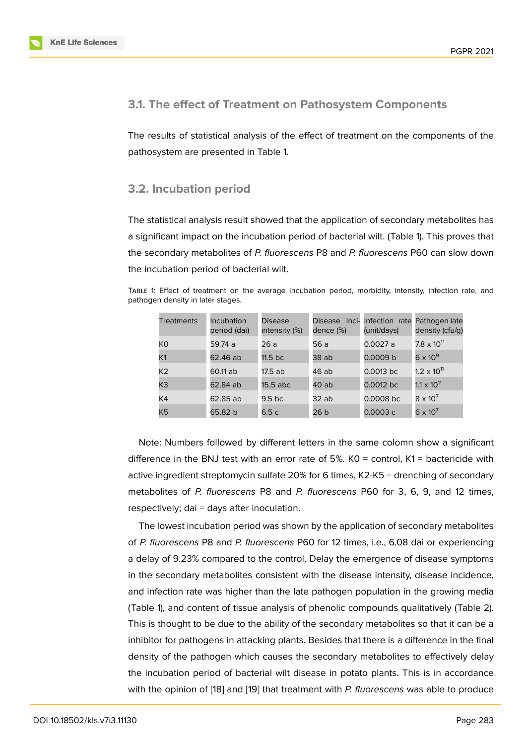### 3.1. The effect of Treatment on Pathosystem Components

The results of statistical analysis of the effect of treatment on the components of the pathosystem are presented in Table 1.

### 3.2. Incubation period

The statistical analysis result showed that the application of secondary metabolites has a significant impact on the incubation period of bacterial wilt. (Table 1). This proves that the secondary metabolites of *P. fluorescens* P8 and *P. fluorescens* P60 can slow down the incubation period of bacterial wilt.

Table 1: Effect of treatment on the average incubation period, morbidity, intensity, infection rate, and pathogen density in later stages.

| Treatments | Incubation period (dai) | Disease intensity (%) | Disease incidence (%) | Infection rate (unit/days) | Pathogen late density (cfu/g) |
|---|---|---|---|---|---|
| K0 | 59.74 a | 26 a | 56 a | 0.0027 a | $7.8 \times 10^{11}$ |
| K1 | 62.46 ab | 11.5 bc | 38 ab | 0.0009 b | $6 \times 10^{9}$ |
| K2 | 60.11 ab | 17.5 ab | 46 ab | 0.0013 bc | $1.2 \times 10^{11}$ |
| K3 | 62.84 ab | 15.5 abc | 40 ab | 0.0012 bc | $1.1 \times 10^{11}$ |
| K4 | 62.85 ab | 9.5 bc | 32 ab | 0.0008 bc | $8 \times 10^{7}$ |
| K5 | 65.82 b | 6.5 c | 26 b | 0.0003 c | $6 \times 10^{7}$ |

Note: Numbers followed by different letters in the same colomn show a significant difference in the BNJ test with an error rate of 5%. K0 = control, K1 = bactericide with active ingredient streptomycin sulfate 20% for 6 times, K2-K5 = drenching of secondary metabolites of *P. fluorescens* P8 and *P. fluorescens* P60 for 3, 6, 9, and 12 times, respectively; dai = days after inoculation.

The lowest incubation period was shown by the application of secondary metabolites of *P. fluorescens* P8 and *P. fluorescens* P60 for 12 times, i.e., 6.08 dai or experiencing a delay of 9.23% compared to the control. Delay the emergence of disease symptoms in the secondary metabolites consistent with the disease intensity, disease incidence, and infection rate was higher than the late pathogen population in the growing media (Table 1), and content of tissue analysis of phenolic compounds qualitatively (Table 2). This is thought to be due to the ability of the secondary metabolites so that it can be a inhibitor for pathogens in attacking plants. Besides that there is a difference in the final density of the pathogen which causes the secondary metabolites to effectively delay the incubation period of bacterial wilt disease in potato plants. This is in accordance with the opinion of [18] and [19] that treatment with *P. fluorescens* was able to produce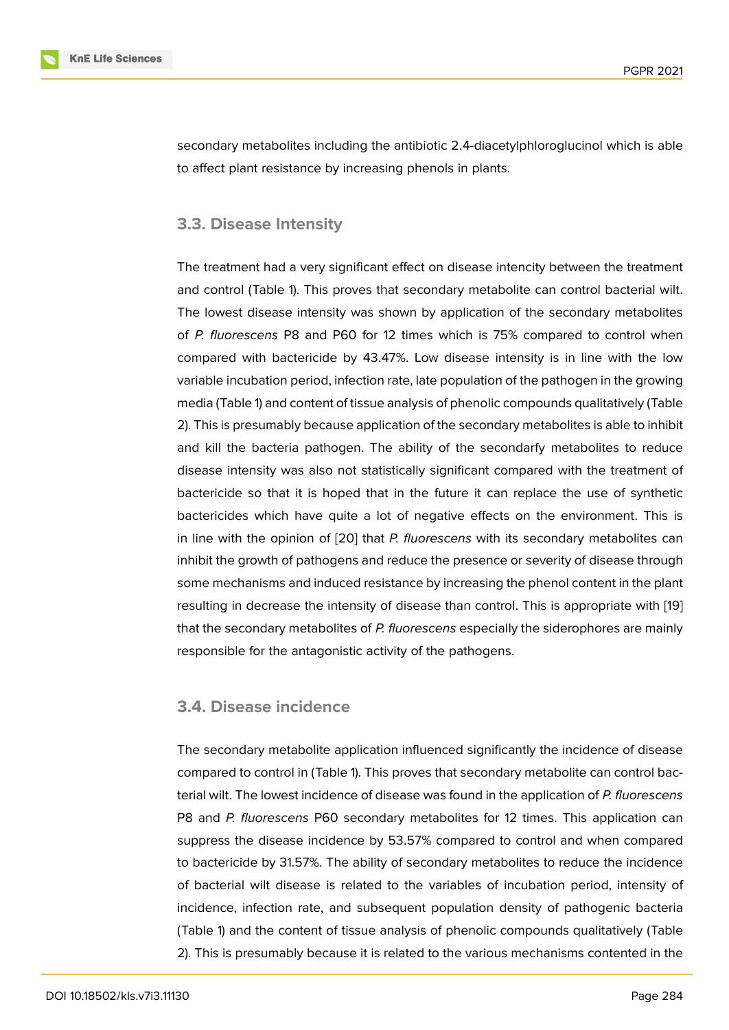secondary metabolites including the antibiotic 2.4-diacetylphloroglucinol which is able to affect plant resistance by increasing phenols in plants.

### 3.3. Disease Intensity

The treatment had a very significant effect on disease intencity between the treatment and control (Table 1). This proves that secondary metabolite can control bacterial wilt. The lowest disease intensity was shown by application of the secondary metabolites of *P. fluorescens* P8 and P60 for 12 times which is 75% compared to control when compared with bactericide by 43.47%. Low disease intensity is in line with the low variable incubation period, infection rate, late population of the pathogen in the growing media (Table 1) and content of tissue analysis of phenolic compounds qualitatively (Table 2). This is presumably because application of the secondary metabolites is able to inhibit and kill the bacteria pathogen. The ability of the secondarfy metabolites to reduce disease intensity was also not statistically significant compared with the treatment of bactericide so that it is hoped that in the future it can replace the use of synthetic bactericides which have quite a lot of negative effects on the environment. This is in line with the opinion of [20] that *P. fluorescens* with its secondary metabolites can inhibit the growth of pathogens and reduce the presence or severity of disease through some mechanisms and induced resistance by increasing the phenol content in the plant resulting in decrease the intensity of disease than control. This is appropriate with [19] that the secondary metabolites of *P. fluorescens* especially the siderophores are mainly responsible for the antagonistic activity of the pathogens.

### 3.4. Disease incidence

The secondary metabolite application influenced significantly the incidence of disease compared to control in (Table 1). This proves that secondary metabolite can control bacterial wilt. The lowest incidence of disease was found in the application of *P. fluorescens* P8 and *P. fluorescens* P60 secondary metabolites for 12 times. This application can suppress the disease incidence by 53.57% compared to control and when compared to bactericide by 31.57%. The ability of secondary metabolites to reduce the incidence of bacterial wilt disease is related to the variables of incubation period, intensity of incidence, infection rate, and subsequent population density of pathogenic bacteria (Table 1) and the content of tissue analysis of phenolic compounds qualitatively (Table 2). This is presumably because it is related to the various mechanisms contented in the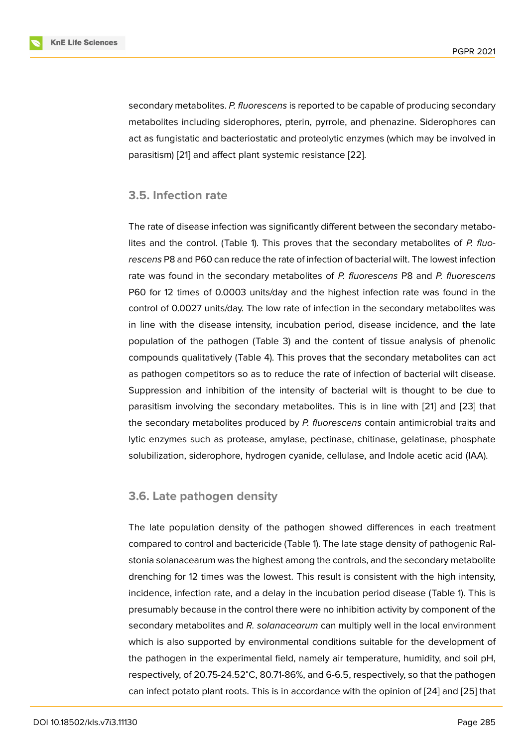secondary metabolites. *P. fluorescens* is reported to be capable of producing secondary metabolites including siderophores, pterin, pyrrole, and phenazine. Siderophores can act as fungistatic and bacteriostatic and proteolytic enzymes (which may be involved in parasitism) [21] and affect plant systemic resistance [22].

### 3.5. Infection rate

The rate of disease infection was significantly different between the secondary metabolites and the control. (Table 1). This proves that the secondary metabolites of *P. fluorescens* P8 and P60 can reduce the rate of infection of bacterial wilt. The lowest infection rate was found in the secondary metabolites of *P. fluorescens* P8 and *P. fluorescens* P60 for 12 times of 0.0003 units/day and the highest infection rate was found in the control of 0.0027 units/day. The low rate of infection in the secondary metabolites was in line with the disease intensity, incubation period, disease incidence, and the late population of the pathogen (Table 3) and the content of tissue analysis of phenolic compounds qualitatively (Table 4). This proves that the secondary metabolites can act as pathogen competitors so as to reduce the rate of infection of bacterial wilt disease. Suppression and inhibition of the intensity of bacterial wilt is thought to be due to parasitism involving the secondary metabolites. This is in line with [21] and [23] that the secondary metabolites produced by *P. fluorescens* contain antimicrobial traits and lytic enzymes such as protease, amylase, pectinase, chitinase, gelatinase, phosphate solubilization, siderophore, hydrogen cyanide, cellulase, and Indole acetic acid (IAA).

### 3.6. Late pathogen density

The late population density of the pathogen showed differences in each treatment compared to control and bactericide (Table 1). The late stage density of pathogenic Ralstonia solanacearum was the highest among the controls, and the secondary metabolite drenching for 12 times was the lowest. This result is consistent with the high intensity, incidence, infection rate, and a delay in the incubation period disease (Table 1). This is presumably because in the control there were no inhibition activity by component of the secondary metabolites and *R. solanacearum* can multiply well in the local environment which is also supported by environmental conditions suitable for the development of the pathogen in the experimental field, namely air temperature, humidity, and soil pH, respectively, of 20.75-24.52°C, 80.71-86%, and 6-6.5, respectively, so that the pathogen can infect potato plant roots. This is in accordance with the opinion of [24] and [25] that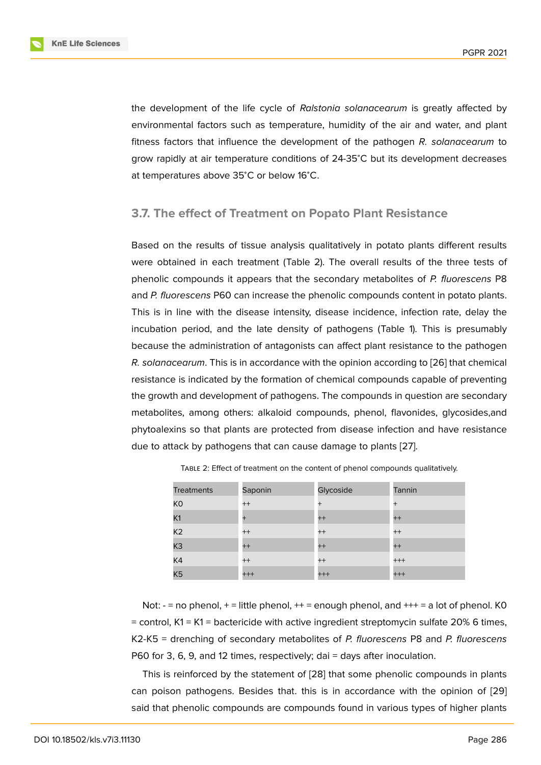the development of the life cycle of *Ralstonia solanacearum* is greatly affected by environmental factors such as temperature, humidity of the air and water, and plant fitness factors that influence the development of the pathogen *R. solanacearum* to grow rapidly at air temperature conditions of 24-35˚C but its development decreases at temperatures above 35˚C or below 16˚C.

### 3.7. The effect of Treatment on Popato Plant Resistance

Based on the results of tissue analysis qualitatively in potato plants different results were obtained in each treatment (Table 2). The overall results of the three tests of phenolic compounds it appears that the secondary metabolites of *P. fluorescens* P8 and *P. fluorescens* P60 can increase the phenolic compounds content in potato plants. This is in line with the disease intensity, disease incidence, infection rate, delay the incubation period, and the late density of pathogens (Table 1). This is presumably because the administration of antagonists can affect plant resistance to the pathogen *R. solanacearum*. This is in accordance with the opinion according to [26] that chemical resistance is indicated by the formation of chemical compounds capable of preventing the growth and development of pathogens. The compounds in question are secondary metabolites, among others: alkaloid compounds, phenol, flavonides, glycosides,and phytoalexins so that plants are protected from disease infection and have resistance due to attack by pathogens that can cause damage to plants [27].

Table 2: Effect of treatment on the content of phenol compounds qualitatively.

| Treatments | Saponin | Glycoside | Tannin |
|---|---|---|---|
| K0 | ++ | + | + |
| K1 | + | ++ | ++ |
| K2 | ++ | ++ | ++ |
| K3 | ++ | ++ | ++ |
| K4 | ++ | ++ | +++ |
| K5 | +++ | +++ | +++ |

Not: - = no phenol, + = little phenol, ++ = enough phenol, and +++ = a lot of phenol. K0 = control, K1 = K1 = bactericide with active ingredient streptomycin sulfate 20% 6 times, K2-K5 = drenching of secondary metabolites of *P. fluorescens* P8 and *P. fluorescens* P60 for 3, 6, 9, and 12 times, respectively; dai = days after inoculation.

This is reinforced by the statement of [28] that some phenolic compounds in plants can poison pathogens. Besides that. this is in accordance with the opinion of [29] said that phenolic compounds are compounds found in various types of higher plants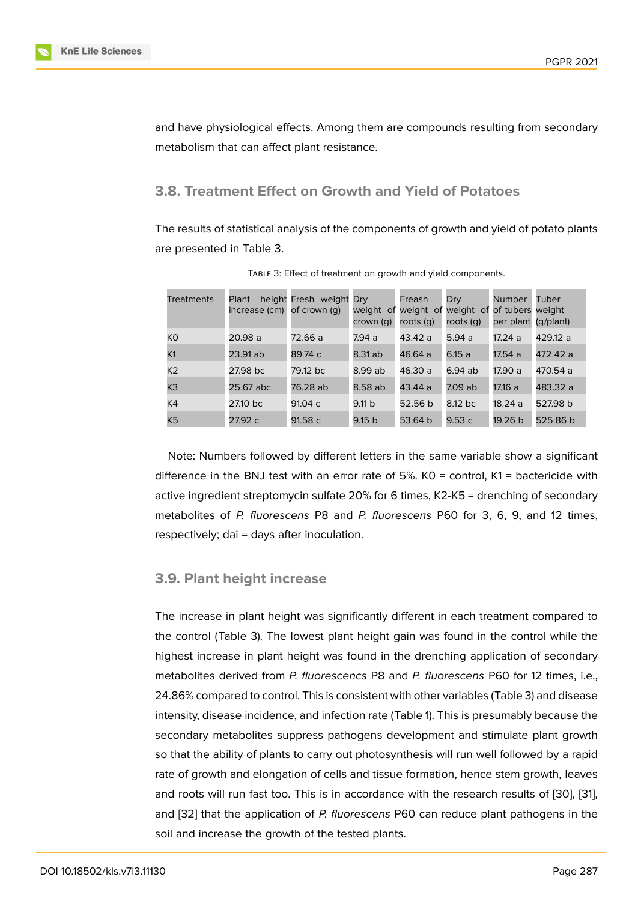and have physiological effects. Among them are compounds resulting from secondary metabolism that can affect plant resistance.

## 3.8. Treatment Effect on Growth and Yield of Potatoes

The results of statistical analysis of the components of growth and yield of potato plants are presented in Table 3.

TABLE 3: Effect of treatment on growth and yield components.

| Treatments | Plant height increase (cm) | Fresh weight of crown (g) | Dry weight of crown (g) | Freash weight of roots (g) | Dry weight of roots (g) | Number of tubers per plant | Tuber weight (g/plant) |
|---|---|---|---|---|---|---|---|
| K0 | 20.98 a | 72.66 a | 7.94 a | 43.42 a | 5.94 a | 17.24 a | 429.12 a |
| K1 | 23.91 ab | 89.74 c | 8.31 ab | 46.64 a | 6.15 a | 17.54 a | 472.42 a |
| K2 | 27.98 bc | 79.12 bc | 8.99 ab | 46.30 a | 6.94 ab | 17.90 a | 470.54 a |
| K3 | 25.67 abc | 76.28 ab | 8.58 ab | 43.44 a | 7.09 ab | 17.16 a | 483.32 a |
| K4 | 27.10 bc | 91.04 c | 9.11 b | 52.56 b | 8.12 bc | 18.24 a | 527.98 b |
| K5 | 27.92 c | 91.58 c | 9.15 b | 53.64 b | 9.53 c | 19.26 b | 525.86 b |

Note: Numbers followed by different letters in the same variable show a significant difference in the BNJ test with an error rate of 5%. K0 = control, K1 = bactericide with active ingredient streptomycin sulfate 20% for 6 times, K2-K5 = drenching of secondary metabolites of *P. fluorescens* P8 and *P. fluorescens* P60 for 3, 6, 9, and 12 times, respectively; dai = days after inoculation.

## 3.9. Plant height increase

The increase in plant height was significantly different in each treatment compared to the control (Table 3). The lowest plant height gain was found in the control while the highest increase in plant height was found in the drenching application of secondary metabolites derived from *P. fluorescencs* P8 and *P. fluorescens* P60 for 12 times, i.e., 24.86% compared to control. This is consistent with other variables (Table 3) and disease intensity, disease incidence, and infection rate (Table 1). This is presumably because the secondary metabolites suppress pathogens development and stimulate plant growth so that the ability of plants to carry out photosynthesis will run well followed by a rapid rate of growth and elongation of cells and tissue formation, hence stem growth, leaves and roots will run fast too. This is in accordance with the research results of [30], [31], and [32] that the application of *P. fluorescens* P60 can reduce plant pathogens in the soil and increase the growth of the tested plants.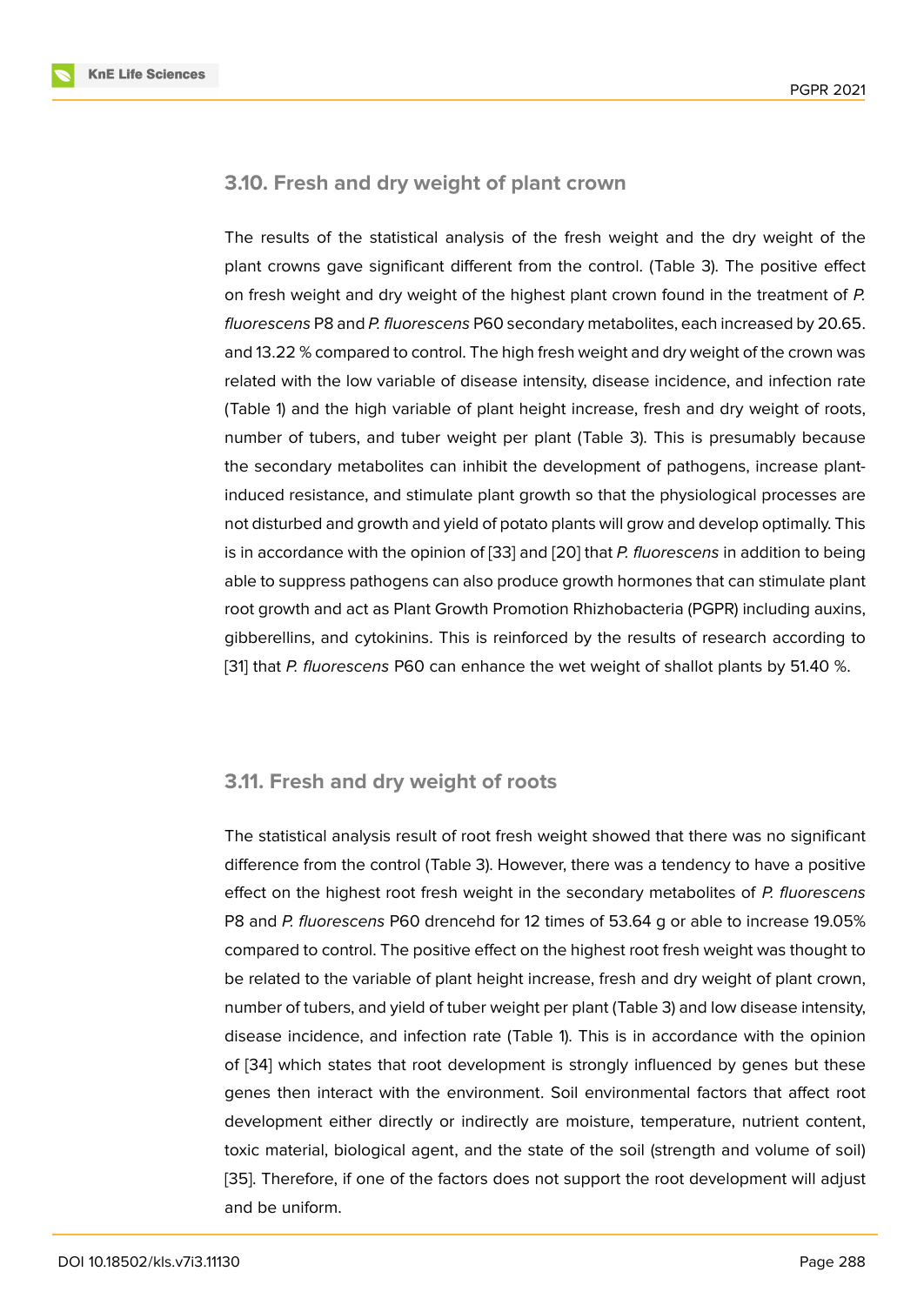### 3.10. Fresh and dry weight of plant crown

The results of the statistical analysis of the fresh weight and the dry weight of the plant crowns gave significant different from the control. (Table 3). The positive effect on fresh weight and dry weight of the highest plant crown found in the treatment of *P. fluorescens* P8 and *P. fluorescens* P60 secondary metabolites, each increased by 20.65. and 13.22 % compared to control. The high fresh weight and dry weight of the crown was related with the low variable of disease intensity, disease incidence, and infection rate (Table 1) and the high variable of plant height increase, fresh and dry weight of roots, number of tubers, and tuber weight per plant (Table 3). This is presumably because the secondary metabolites can inhibit the development of pathogens, increase plant-induced resistance, and stimulate plant growth so that the physiological processes are not disturbed and growth and yield of potato plants will grow and develop optimally. This is in accordance with the opinion of [33] and [20] that *P. fluorescens* in addition to being able to suppress pathogens can also produce growth hormones that can stimulate plant root growth and act as Plant Growth Promotion Rhizhobacteria (PGPR) including auxins, gibberellins, and cytokinins. This is reinforced by the results of research according to [31] that *P. fluorescens* P60 can enhance the wet weight of shallot plants by 51.40 %.

### 3.11. Fresh and dry weight of roots

The statistical analysis result of root fresh weight showed that there was no significant difference from the control (Table 3). However, there was a tendency to have a positive effect on the highest root fresh weight in the secondary metabolites of *P. fluorescens* P8 and *P. fluorescens* P60 drencehd for 12 times of 53.64 g or able to increase 19.05% compared to control. The positive effect on the highest root fresh weight was thought to be related to the variable of plant height increase, fresh and dry weight of plant crown, number of tubers, and yield of tuber weight per plant (Table 3) and low disease intensity, disease incidence, and infection rate (Table 1). This is in accordance with the opinion of [34] which states that root development is strongly influenced by genes but these genes then interact with the environment. Soil environmental factors that affect root development either directly or indirectly are moisture, temperature, nutrient content, toxic material, biological agent, and the state of the soil (strength and volume of soil) [35]. Therefore, if one of the factors does not support the root development will adjust and be uniform.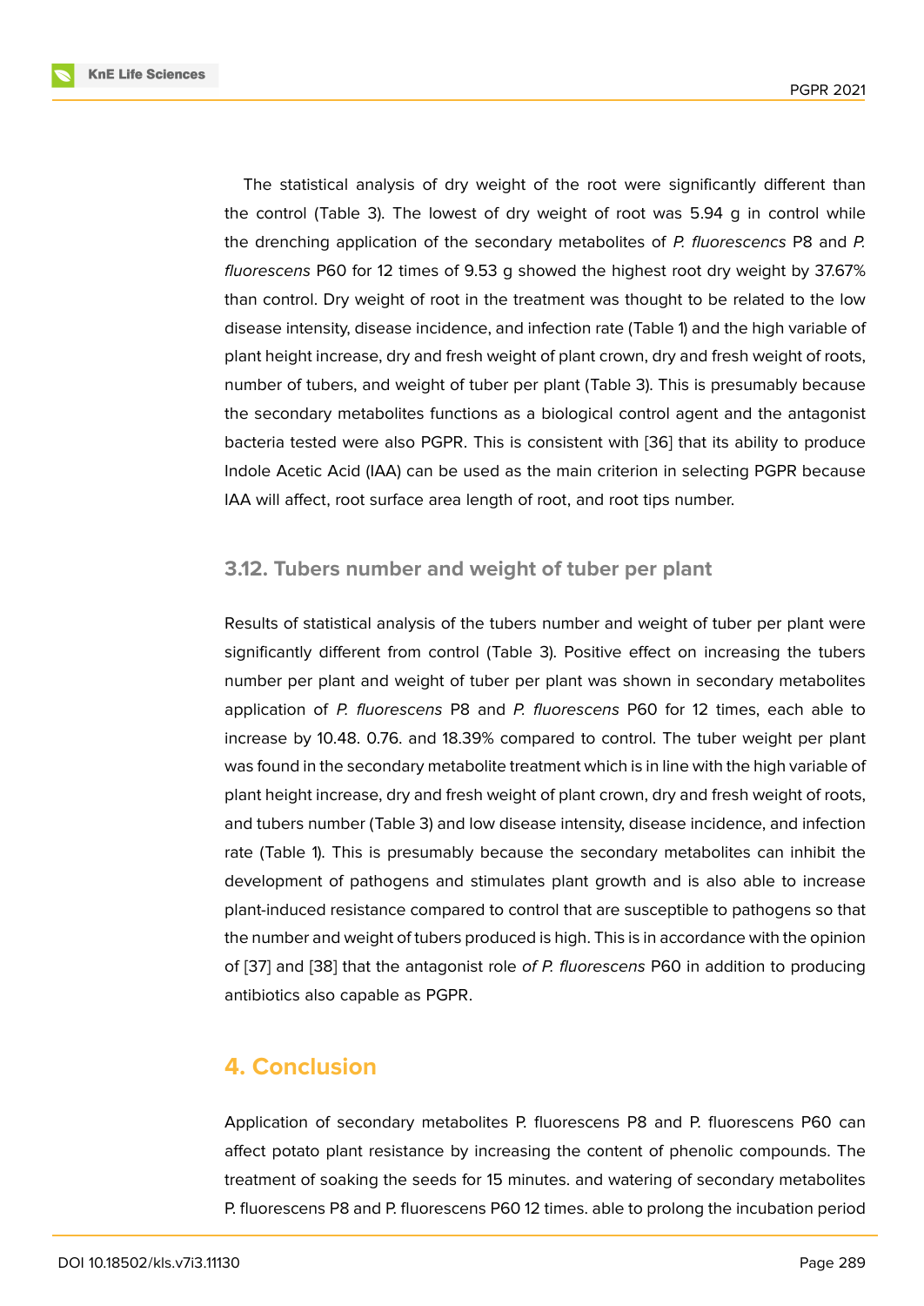The statistical analysis of dry weight of the root were significantly different than the control (Table 3). The lowest of dry weight of root was 5.94 g in control while the drenching application of the secondary metabolites of *P. fluorescencs* P8 and *P. fluorescens* P60 for 12 times of 9.53 g showed the highest root dry weight by 37.67% than control. Dry weight of root in the treatment was thought to be related to the low disease intensity, disease incidence, and infection rate (Table 1) and the high variable of plant height increase, dry and fresh weight of plant crown, dry and fresh weight of roots, number of tubers, and weight of tuber per plant (Table 3). This is presumably because the secondary metabolites functions as a biological control agent and the antagonist bacteria tested were also PGPR. This is consistent with [36] that its ability to produce Indole Acetic Acid (IAA) can be used as the main criterion in selecting PGPR because IAA will affect, root surface area length of root, and root tips number.

### 3.12. Tubers number and weight of tuber per plant

Results of statistical analysis of the tubers number and weight of tuber per plant were significantly different from control (Table 3). Positive effect on increasing the tubers number per plant and weight of tuber per plant was shown in secondary metabolites application of *P. fluorescens* P8 and *P. fluorescens* P60 for 12 times, each able to increase by 10.48. 0.76. and 18.39% compared to control. The tuber weight per plant was found in the secondary metabolite treatment which is in line with the high variable of plant height increase, dry and fresh weight of plant crown, dry and fresh weight of roots, and tubers number (Table 3) and low disease intensity, disease incidence, and infection rate (Table 1). This is presumably because the secondary metabolites can inhibit the development of pathogens and stimulates plant growth and is also able to increase plant-induced resistance compared to control that are susceptible to pathogens so that the number and weight of tubers produced is high. This is in accordance with the opinion of [37] and [38] that the antagonist role *of P. fluorescens* P60 in addition to producing antibiotics also capable as PGPR.

## 4. Conclusion

Application of secondary metabolites P. fluorescens P8 and P. fluorescens P60 can affect potato plant resistance by increasing the content of phenolic compounds. The treatment of soaking the seeds for 15 minutes. and watering of secondary metabolites P. fluorescens P8 and P. fluorescens P60 12 times. able to prolong the incubation period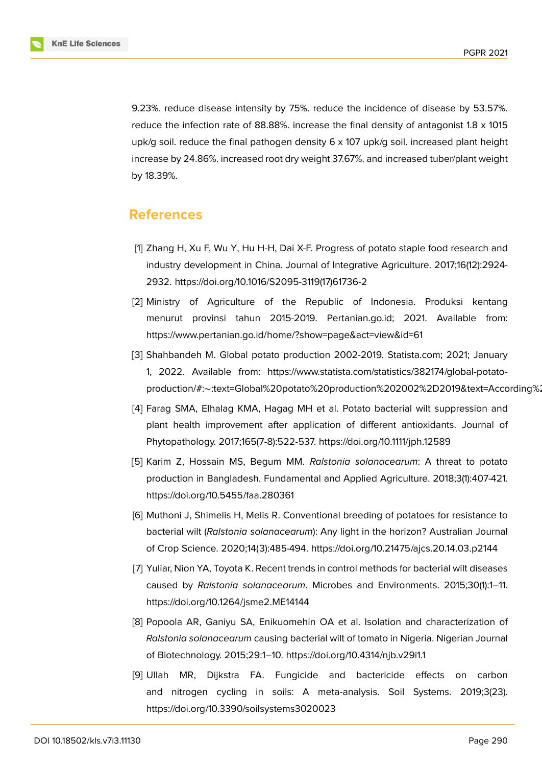9.23%. reduce disease intensity by 75%. reduce the incidence of disease by 53.57%. reduce the infection rate of 88.88%. increase the final density of antagonist 1.8 x 1015 upk/g soil. reduce the final pathogen density 6 x 107 upk/g soil. increased plant height increase by 24.86%. increased root dry weight 37.67%. and increased tuber/plant weight by 18.39%.

## References

[1] Zhang H, Xu F, Wu Y, Hu H-H, Dai X-F. Progress of potato staple food research and industry development in China. Journal of Integrative Agriculture. 2017;16(12):2924-2932. https://doi.org/10.1016/S2095-3119(17)61736-2

[2] Ministry of Agriculture of the Republic of Indonesia. Produksi kentang menurut provinsi tahun 2015-2019. Pertanian.go.id; 2021. Available from: https://www.pertanian.go.id/home/?show=page&act=view&id=61

[3] Shahbandeh M. Global potato production 2002-2019. Statista.com; 2021; January 1, 2022. Available from: https://www.statista.com/statistics/382174/global-potato-production/#:~:text=Global%20potato%20production%202002%2D2019&text=According%2

[4] Farag SMA, Elhalag KMA, Hagag MH et al. Potato bacterial wilt suppression and plant health improvement after application of different antioxidants. Journal of Phytopathology. 2017;165(7-8):522-537. https://doi.org/10.1111/jph.12589

[5] Karim Z, Hossain MS, Begum MM. *Ralstonia solanacearum*: A threat to potato production in Bangladesh. Fundamental and Applied Agriculture. 2018;3(1):407-421. https://doi.org/10.5455/faa.280361

[6] Muthoni J, Shimelis H, Melis R. Conventional breeding of potatoes for resistance to bacterial wilt (*Ralstonia solanacearum*): Any light in the horizon? Australian Journal of Crop Science. 2020;14(3):485-494. https://doi.org/10.21475/ajcs.20.14.03.p2144

[7] Yuliar, Nion YA, Toyota K. Recent trends in control methods for bacterial wilt diseases caused by *Ralstonia solanacearum*. Microbes and Environments. 2015;30(1):1–11. https://doi.org/10.1264/jsme2.ME14144

[8] Popoola AR, Ganiyu SA, Enikuomehin OA et al. Isolation and characterization of *Ralstonia solanacearum* causing bacterial wilt of tomato in Nigeria. Nigerian Journal of Biotechnology. 2015;29:1–10. https://doi.org/10.4314/njb.v29i1.1

[9] Ullah MR, Dijkstra FA. Fungicide and bactericide effects on carbon and nitrogen cycling in soils: A meta-analysis. Soil Systems. 2019;3(23). https://doi.org/10.3390/soilsystems3020023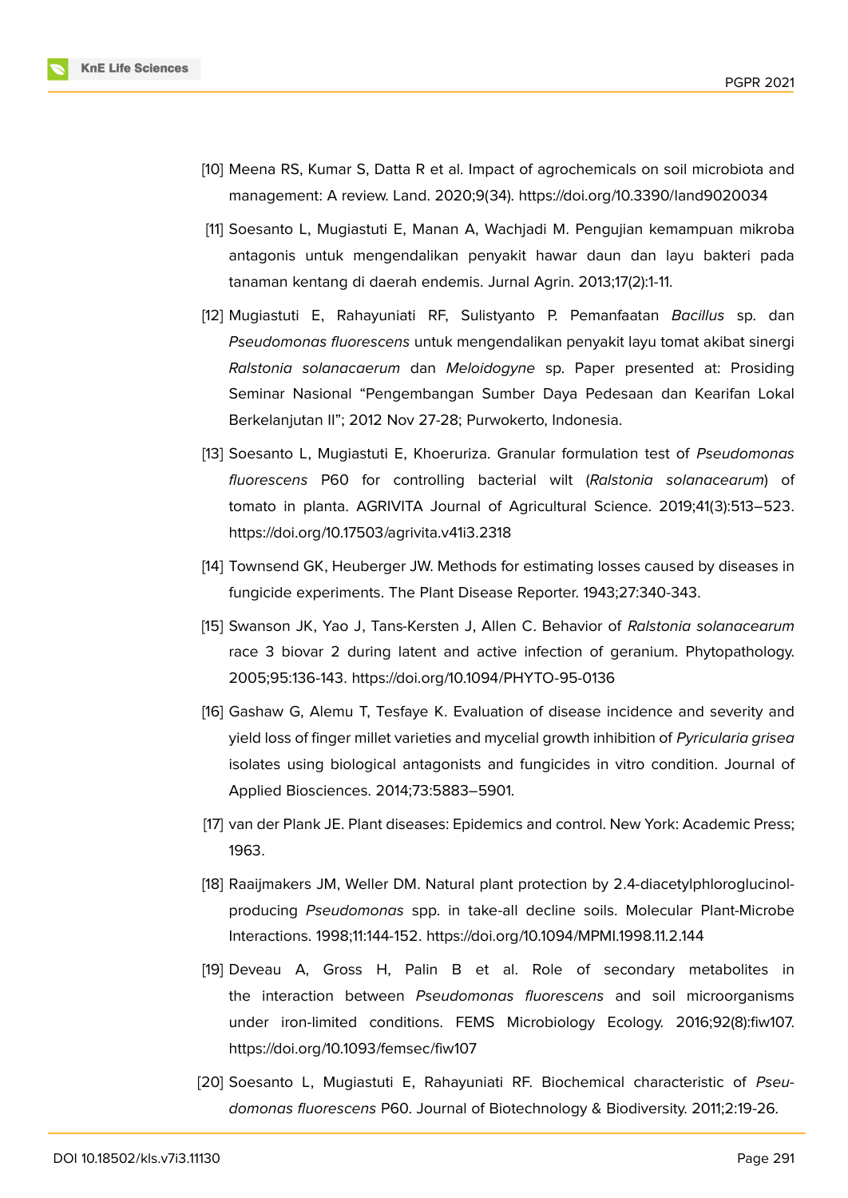[10] Meena RS, Kumar S, Datta R et al. Impact of agrochemicals on soil microbiota and management: A review. Land. 2020;9(34). https://doi.org/10.3390/land9020034

[11] Soesanto L, Mugiastuti E, Manan A, Wachjadi M. Pengujian kemampuan mikroba antagonis untuk mengendalikan penyakit hawar daun dan layu bakteri pada tanaman kentang di daerah endemis. Jurnal Agrin. 2013;17(2):1-11.

[12] Mugiastuti E, Rahayuniati RF, Sulistyanto P. Pemanfaatan *Bacillus* sp. dan *Pseudomonas fluorescens* untuk mengendalikan penyakit layu tomat akibat sinergi *Ralstonia solanacaerum* dan *Meloidogyne* sp. Paper presented at: Prosiding Seminar Nasional "Pengembangan Sumber Daya Pedesaan dan Kearifan Lokal Berkelanjutan II"; 2012 Nov 27-28; Purwokerto, Indonesia.

[13] Soesanto L, Mugiastuti E, Khoeruriza. Granular formulation test of *Pseudomonas fluorescens* P60 for controlling bacterial wilt (*Ralstonia solanacearum*) of tomato in planta. AGRIVITA Journal of Agricultural Science. 2019;41(3):513–523. https://doi.org/10.17503/agrivita.v41i3.2318

[14] Townsend GK, Heuberger JW. Methods for estimating losses caused by diseases in fungicide experiments. The Plant Disease Reporter. 1943;27:340-343.

[15] Swanson JK, Yao J, Tans-Kersten J, Allen C. Behavior of *Ralstonia solanacearum* race 3 biovar 2 during latent and active infection of geranium. Phytopathology. 2005;95:136-143. https://doi.org/10.1094/PHYTO-95-0136

[16] Gashaw G, Alemu T, Tesfaye K. Evaluation of disease incidence and severity and yield loss of finger millet varieties and mycelial growth inhibition of *Pyricularia grisea* isolates using biological antagonists and fungicides in vitro condition. Journal of Applied Biosciences. 2014;73:5883–5901.

[17] van der Plank JE. Plant diseases: Epidemics and control. New York: Academic Press; 1963.

[18] Raaijmakers JM, Weller DM. Natural plant protection by 2.4-diacetylphloroglucinol-producing *Pseudomonas* spp. in take-all decline soils. Molecular Plant-Microbe Interactions. 1998;11:144-152. https://doi.org/10.1094/MPMI.1998.11.2.144

[19] Deveau A, Gross H, Palin B et al. Role of secondary metabolites in the interaction between *Pseudomonas fluorescens* and soil microorganisms under iron-limited conditions. FEMS Microbiology Ecology. 2016;92(8):fiw107. https://doi.org/10.1093/femsec/fiw107

[20] Soesanto L, Mugiastuti E, Rahayuniati RF. Biochemical characteristic of *Pseudomonas fluorescens* P60. Journal of Biotechnology & Biodiversity. 2011;2:19-26.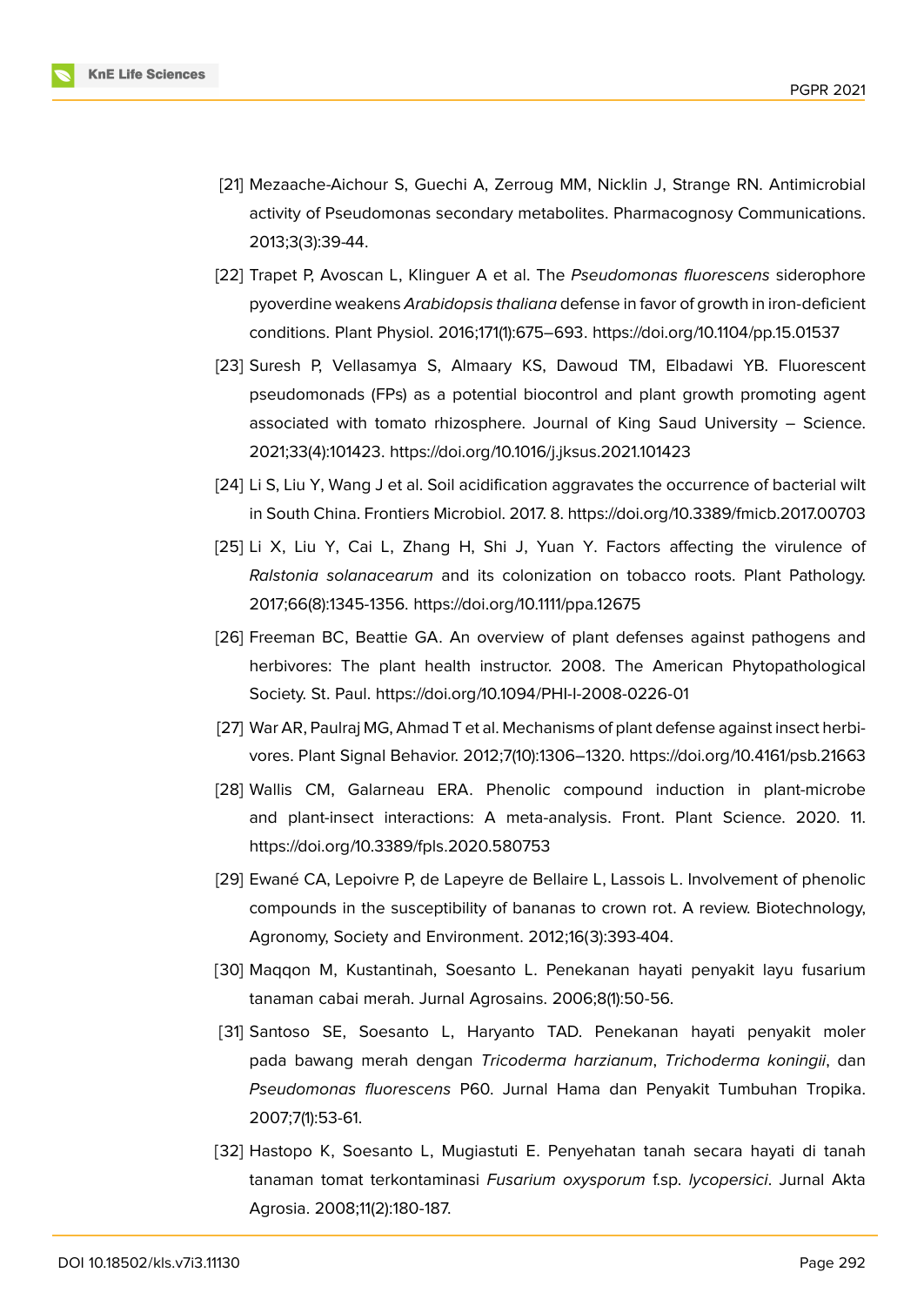[21] Mezaache-Aichour S, Guechi A, Zerroug MM, Nicklin J, Strange RN. Antimicrobial activity of Pseudomonas secondary metabolites. Pharmacognosy Communications. 2013;3(3):39-44.

[22] Trapet P, Avoscan L, Klinguer A et al. The *Pseudomonas fluorescens* siderophore pyoverdine weakens *Arabidopsis thaliana* defense in favor of growth in iron-deficient conditions. Plant Physiol. 2016;171(1):675–693. https://doi.org/10.1104/pp.15.01537

[23] Suresh P, Vellasamya S, Almaary KS, Dawoud TM, Elbadawi YB. Fluorescent pseudomonads (FPs) as a potential biocontrol and plant growth promoting agent associated with tomato rhizosphere. Journal of King Saud University – Science. 2021;33(4):101423. https://doi.org/10.1016/j.jksus.2021.101423

[24] Li S, Liu Y, Wang J et al. Soil acidification aggravates the occurrence of bacterial wilt in South China. Frontiers Microbiol. 2017. 8. https://doi.org/10.3389/fmicb.2017.00703

[25] Li X, Liu Y, Cai L, Zhang H, Shi J, Yuan Y. Factors affecting the virulence of *Ralstonia solanacearum* and its colonization on tobacco roots. Plant Pathology. 2017;66(8):1345-1356. https://doi.org/10.1111/ppa.12675

[26] Freeman BC, Beattie GA. An overview of plant defenses against pathogens and herbivores: The plant health instructor. 2008. The American Phytopathological Society. St. Paul. https://doi.org/10.1094/PHI-I-2008-0226-01

[27] War AR, Paulraj MG, Ahmad T et al. Mechanisms of plant defense against insect herbivores. Plant Signal Behavior. 2012;7(10):1306–1320. https://doi.org/10.4161/psb.21663

[28] Wallis CM, Galarneau ERA. Phenolic compound induction in plant-microbe and plant-insect interactions: A meta-analysis. Front. Plant Science. 2020. 11. https://doi.org/10.3389/fpls.2020.580753

[29] Ewané CA, Lepoivre P, de Lapeyre de Bellaire L, Lassois L. Involvement of phenolic compounds in the susceptibility of bananas to crown rot. A review. Biotechnology, Agronomy, Society and Environment. 2012;16(3):393-404.

[30] Maqqon M, Kustantinah, Soesanto L. Penekanan hayati penyakit layu fusarium tanaman cabai merah. Jurnal Agrosains. 2006;8(1):50-56.

[31] Santoso SE, Soesanto L, Haryanto TAD. Penekanan hayati penyakit moler pada bawang merah dengan *Tricoderma harzianum*, *Trichoderma koningii*, dan *Pseudomonas fluorescens* P60. Jurnal Hama dan Penyakit Tumbuhan Tropika. 2007;7(1):53-61.

[32] Hastopo K, Soesanto L, Mugiastuti E. Penyehatan tanah secara hayati di tanah tanaman tomat terkontaminasi *Fusarium oxysporum* f.sp. *lycopersici*. Jurnal Akta Agrosia. 2008;11(2):180-187.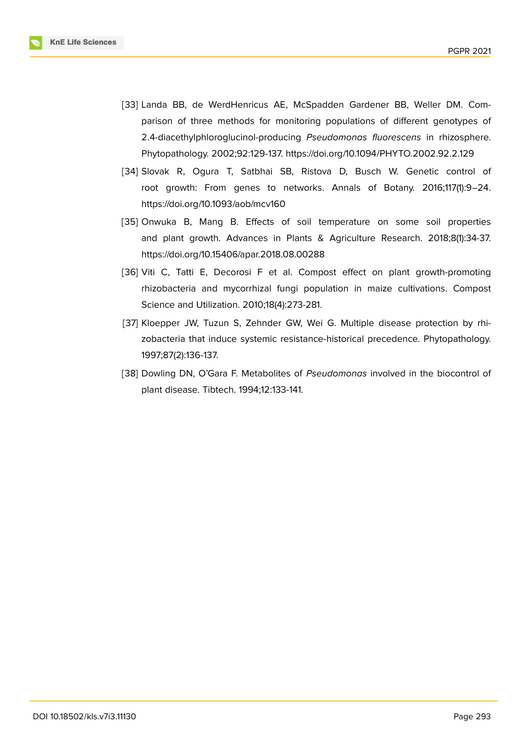[33] Landa BB, de WerdHenricus AE, McSpadden Gardener BB, Weller DM. Comparison of three methods for monitoring populations of different genotypes of 2.4-diacethylphloroglucinol-producing *Pseudomonas fluorescens* in rhizosphere. Phytopathology. 2002;92:129-137. https://doi.org/10.1094/PHYTO.2002.92.2.129

[34] Slovak R, Ogura T, Satbhai SB, Ristova D, Busch W. Genetic control of root growth: From genes to networks. Annals of Botany. 2016;117(1):9–24. https://doi.org/10.1093/aob/mcv160

[35] Onwuka B, Mang B. Effects of soil temperature on some soil properties and plant growth. Advances in Plants & Agriculture Research. 2018;8(1):34-37. https://doi.org/10.15406/apar.2018.08.00288

[36] Viti C, Tatti E, Decorosi F et al. Compost effect on plant growth-promoting rhizobacteria and mycorrhizal fungi population in maize cultivations. Compost Science and Utilization. 2010;18(4):273-281.

[37] Kloepper JW, Tuzun S, Zehnder GW, Wei G. Multiple disease protection by rhizobacteria that induce systemic resistance-historical precedence. Phytopathology. 1997;87(2):136-137.

[38] Dowling DN, O'Gara F. Metabolites of *Pseudomonas* involved in the biocontrol of plant disease. Tibtech. 1994;12:133-141.